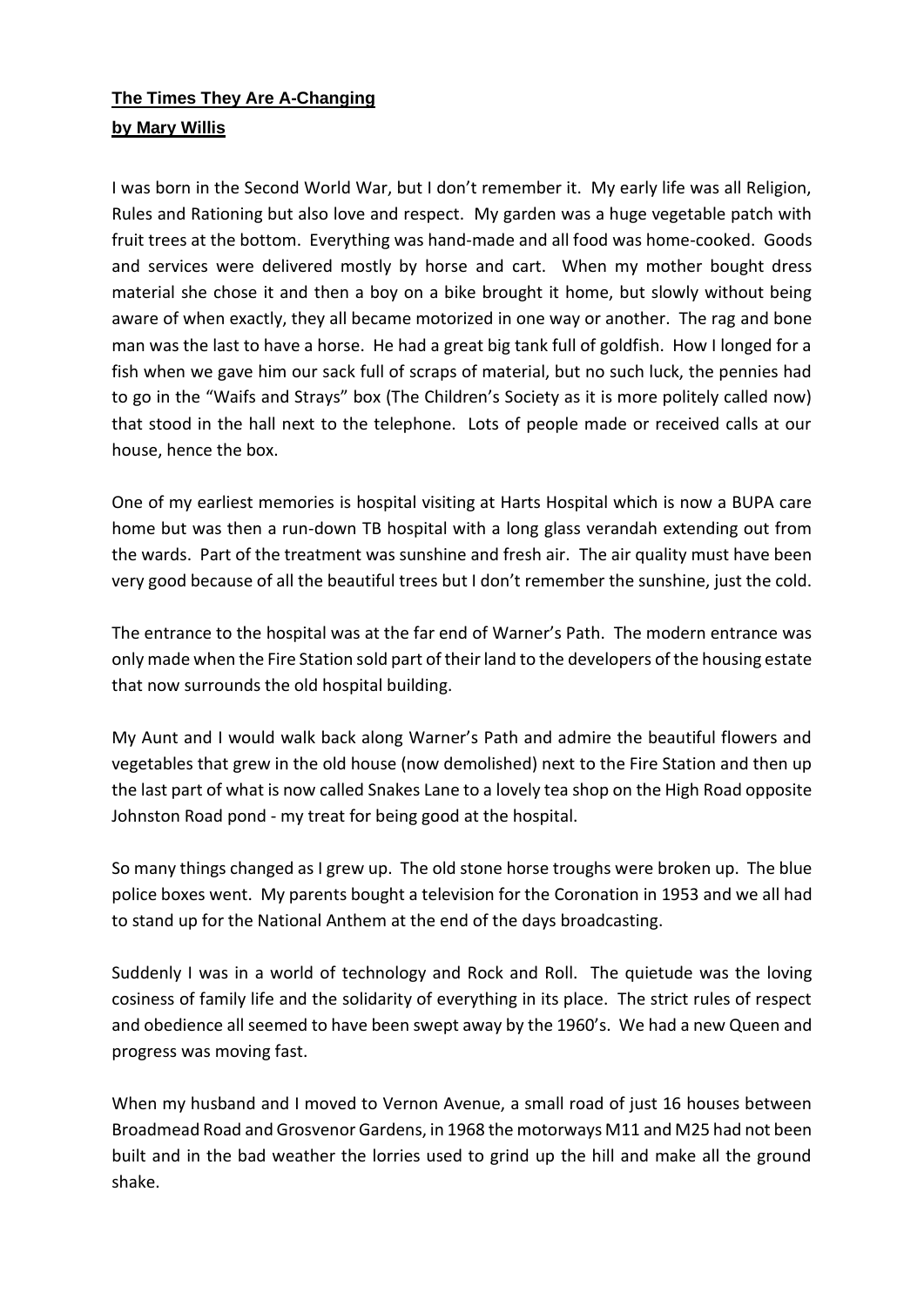**The Times They Are A-Changing**

**by Mary Willis**

I was born in the Second World War, but I don't remember it. My early life was all Religion, Rules and Rationing but also love and respect. My garden was a huge vegetable patch with fruit trees at the bottom. Everything was hand-made and all food was home-cooked. Goods and services were delivered mostly by horse and cart. When my mother bought dress material she chose it and then a boy on a bike brought it home, but slowly without being aware of when exactly, they all became motorized in one way or another. The rag and bone man was the last to have a horse. He had a great big tank full of goldfish. How I longed for a fish when we gave him our sack full of scraps of material, but no such luck, the pennies had to go in the "Waifs and Strays" box (The Children's Society as it is more politely called now) that stood in the hall next to the telephone. Lots of people made or received calls at our house, hence the box.

One of my earliest memories is hospital visiting at Harts Hospital which is now a BUPA care home but was then a run-down TB hospital with a long glass verandah extending out from the wards. Part of the treatment was sunshine and fresh air. The air quality must have been very good because of all the beautiful trees but I don't remember the sunshine, just the cold.

The entrance to the hospital was at the far end of Warner's Path. The modern entrance was only made when the Fire Station sold part of their land to the developers of the housing estate that now surrounds the old hospital building.

My Aunt and I would walk back along Warner's Path and admire the beautiful flowers and vegetables that grew in the old house (now demolished) next to the Fire Station and then up the last part of what is now called Snakes Lane to a lovely tea shop on the High Road opposite Johnston Road pond - my treat for being good at the hospital.

So many things changed as I grew up. The old stone horse troughs were broken up. The blue police boxes went. My parents bought a television for the Coronation in 1953 and we all had to stand up for the National Anthem at the end of the days broadcasting.

Suddenly I was in a world of technology and Rock and Roll. The quietude was the loving cosiness of family life and the solidarity of everything in its place. The strict rules of respect and obedience all seemed to have been swept away by the 1960's. We had a new Queen and progress was moving fast.

When my husband and I moved to Vernon Avenue, a small road of just 16 houses between Broadmead Road and Grosvenor Gardens, in 1968 the motorways M11 and M25 had not been built and in the bad weather the lorries used to grind up the hill and make all the ground shake.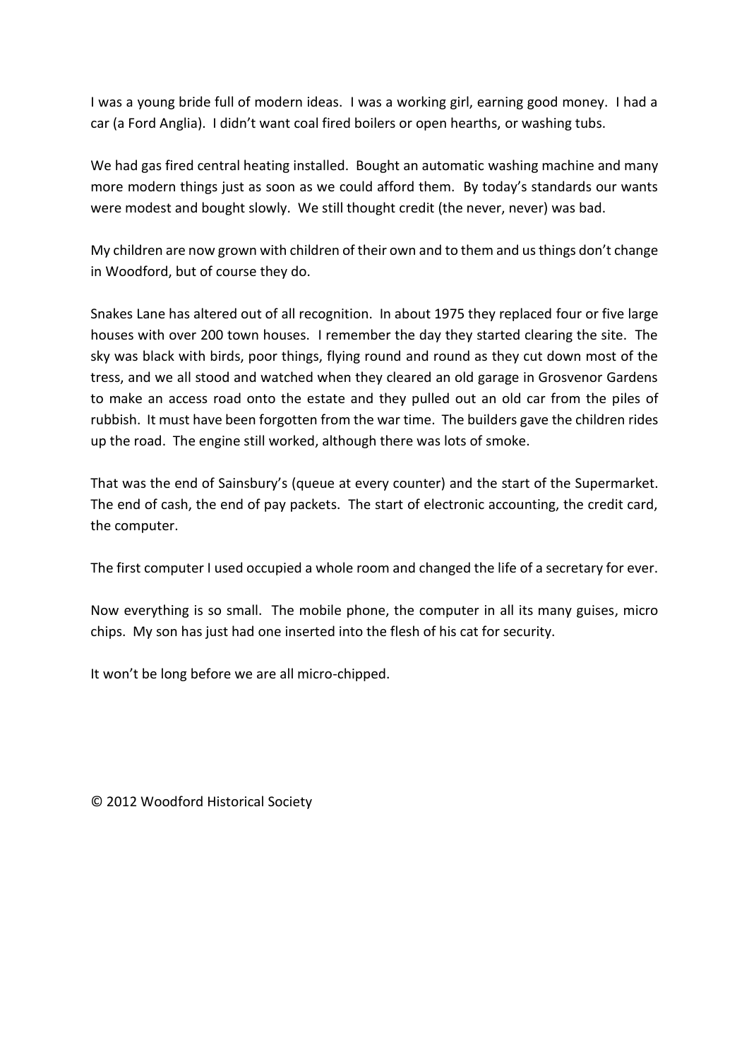I was a young bride full of modern ideas. I was a working girl, earning good money. I had a car (a Ford Anglia). I didn't want coal fired boilers or open hearths, or washing tubs.

We had gas fired central heating installed. Bought an automatic washing machine and many more modern things just as soon as we could afford them. By today's standards our wants were modest and bought slowly. We still thought credit (the never, never) was bad.

My children are now grown with children of their own and to them and us things don't change in Woodford, but of course they do.

Snakes Lane has altered out of all recognition. In about 1975 they replaced four or five large houses with over 200 town houses. I remember the day they started clearing the site. The sky was black with birds, poor things, flying round and round as they cut down most of the tress, and we all stood and watched when they cleared an old garage in Grosvenor Gardens to make an access road onto the estate and they pulled out an old car from the piles of rubbish. It must have been forgotten from the war time. The builders gave the children rides up the road. The engine still worked, although there was lots of smoke.

That was the end of Sainsbury's (queue at every counter) and the start of the Supermarket. The end of cash, the end of pay packets. The start of electronic accounting, the credit card, the computer.

The first computer I used occupied a whole room and changed the life of a secretary for ever.

Now everything is so small. The mobile phone, the computer in all its many guises, micro chips. My son has just had one inserted into the flesh of his cat for security.

It won't be long before we are all micro-chipped.

© 2012 Woodford Historical Society